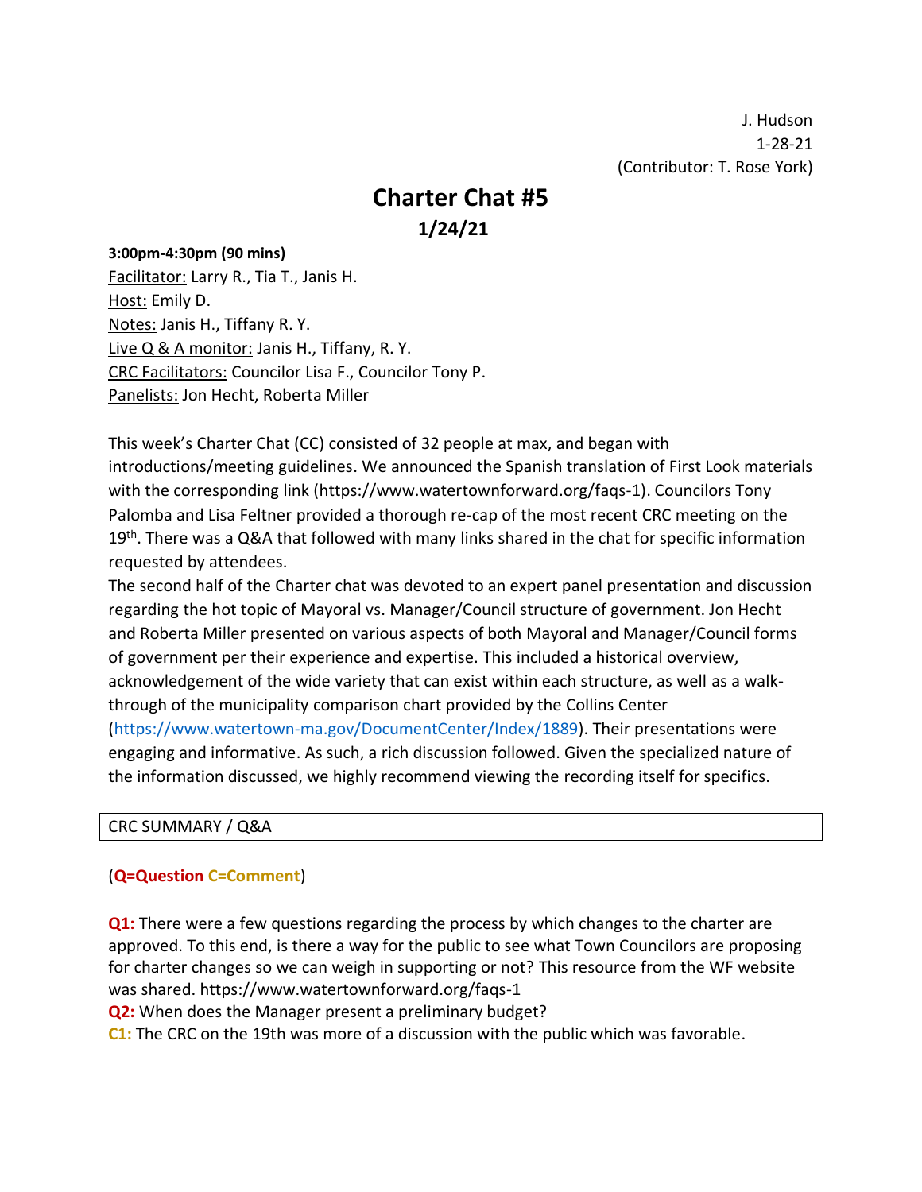J. Hudson
1-28-21
(Contributor: T. Rose York)

# Charter Chat #5

## 1/24/21

**3:00pm-4:30pm (90 mins)**

Facilitator: Larry R., Tia T., Janis H.
Host: Emily D.
Notes: Janis H., Tiffany R. Y.
Live Q & A monitor: Janis H., Tiffany, R. Y.
CRC Facilitators: Councilor Lisa F., Councilor Tony P.
Panelists: Jon Hecht, Roberta Miller

This week's Charter Chat (CC) consisted of 32 people at max, and began with introductions/meeting guidelines. We announced the Spanish translation of First Look materials with the corresponding link (https://www.watertownforward.org/faqs-1). Councilors Tony Palomba and Lisa Feltner provided a thorough re-cap of the most recent CRC meeting on the 19th. There was a Q&A that followed with many links shared in the chat for specific information requested by attendees.

The second half of the Charter chat was devoted to an expert panel presentation and discussion regarding the hot topic of Mayoral vs. Manager/Council structure of government. Jon Hecht and Roberta Miller presented on various aspects of both Mayoral and Manager/Council forms of government per their experience and expertise. This included a historical overview, acknowledgement of the wide variety that can exist within each structure, as well as a walk-through of the municipality comparison chart provided by the Collins Center (https://www.watertown-ma.gov/DocumentCenter/Index/1889). Their presentations were engaging and informative. As such, a rich discussion followed. Given the specialized nature of the information discussed, we highly recommend viewing the recording itself for specifics.

| CRC SUMMARY / Q&A |
|---|

(**Q=Question** **C=Comment**)

**Q1:** There were a few questions regarding the process by which changes to the charter are approved. To this end, is there a way for the public to see what Town Councilors are proposing for charter changes so we can weigh in supporting or not? This resource from the WF website was shared. https://www.watertownforward.org/faqs-1

**Q2:** When does the Manager present a preliminary budget?

**C1:** The CRC on the 19th was more of a discussion with the public which was favorable.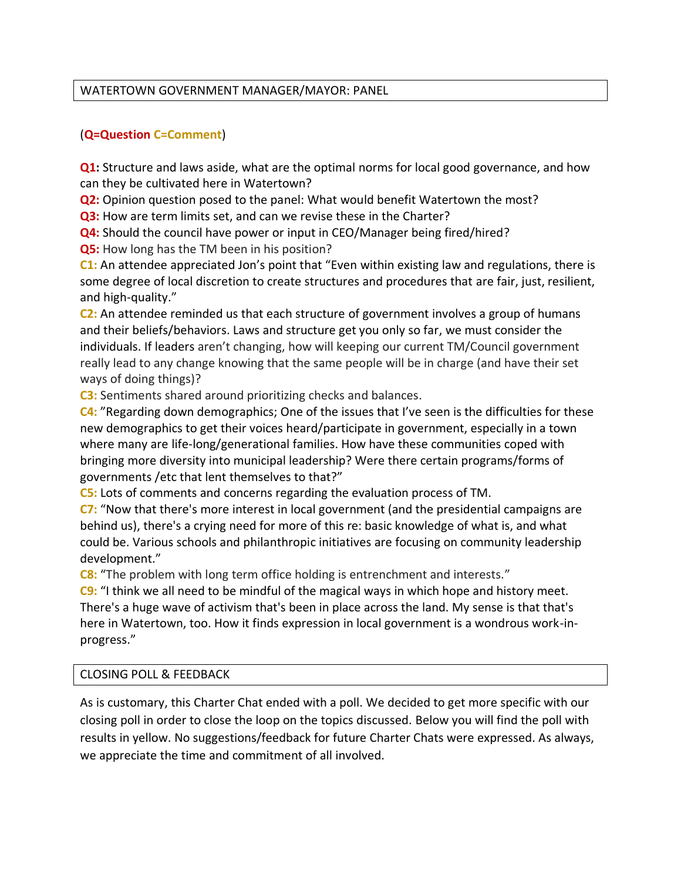## WATERTOWN GOVERNMENT MANAGER/MAYOR: PANEL

(**Q=Question** **C=Comment**)

**Q1:** Structure and laws aside, what are the optimal norms for local good governance, and how can they be cultivated here in Watertown?

**Q2:** Opinion question posed to the panel: What would benefit Watertown the most?

**Q3:** How are term limits set, and can we revise these in the Charter?

**Q4:** Should the council have power or input in CEO/Manager being fired/hired?

**Q5:** How long has the TM been in his position?

**C1:** An attendee appreciated Jon's point that "Even within existing law and regulations, there is some degree of local discretion to create structures and procedures that are fair, just, resilient, and high-quality."

**C2:** An attendee reminded us that each structure of government involves a group of humans and their beliefs/behaviors. Laws and structure get you only so far, we must consider the individuals. If leaders aren't changing, how will keeping our current TM/Council government really lead to any change knowing that the same people will be in charge (and have their set ways of doing things)?

**C3:** Sentiments shared around prioritizing checks and balances.

**C4:** "Regarding down demographics; One of the issues that I've seen is the difficulties for these new demographics to get their voices heard/participate in government, especially in a town where many are life-long/generational families. How have these communities coped with bringing more diversity into municipal leadership? Were there certain programs/forms of governments /etc that lent themselves to that?"

**C5:** Lots of comments and concerns regarding the evaluation process of TM.

**C7:** "Now that there's more interest in local government (and the presidential campaigns are behind us), there's a crying need for more of this re: basic knowledge of what is, and what could be. Various schools and philanthropic initiatives are focusing on community leadership development."

**C8:** "The problem with long term office holding is entrenchment and interests."

**C9:** "I think we all need to be mindful of the magical ways in which hope and history meet. There's a huge wave of activism that's been in place across the land. My sense is that that's here in Watertown, too. How it finds expression in local government is a wondrous work-in-progress."

## CLOSING POLL & FEEDBACK

As is customary, this Charter Chat ended with a poll. We decided to get more specific with our closing poll in order to close the loop on the topics discussed. Below you will find the poll with results in yellow. No suggestions/feedback for future Charter Chats were expressed. As always, we appreciate the time and commitment of all involved.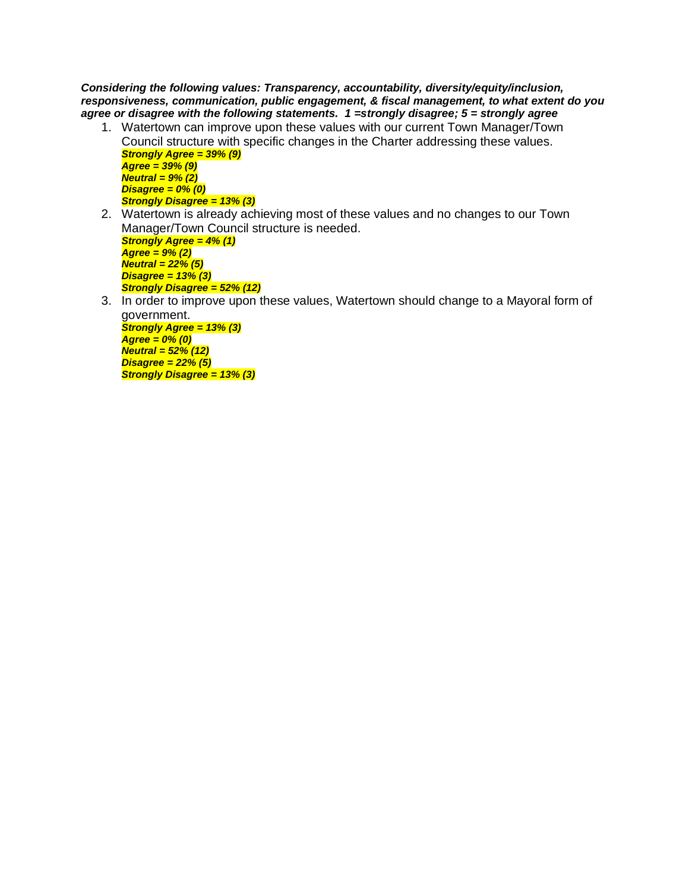***Considering the following values: Transparency, accountability, diversity/equity/inclusion, responsiveness, communication, public engagement, & fiscal management, to what extent do you agree or disagree with the following statements. 1 =strongly disagree; 5 = strongly agree***

1. Watertown can improve upon these values with our current Town Manager/Town Council structure with specific changes in the Charter addressing these values.
   ***Strongly Agree = 39% (9)***
   ***Agree = 39% (9)***
   ***Neutral = 9% (2)***
   ***Disagree = 0% (0)***
   ***Strongly Disagree = 13% (3)***
2. Watertown is already achieving most of these values and no changes to our Town Manager/Town Council structure is needed.
   ***Strongly Agree = 4% (1)***
   ***Agree = 9% (2)***
   ***Neutral = 22% (5)***
   ***Disagree = 13% (3)***
   ***Strongly Disagree = 52% (12)***
3. In order to improve upon these values, Watertown should change to a Mayoral form of government.
   ***Strongly Agree = 13% (3)***
   ***Agree = 0% (0)***
   ***Neutral = 52% (12)***
   ***Disagree = 22% (5)***
   ***Strongly Disagree = 13% (3)***